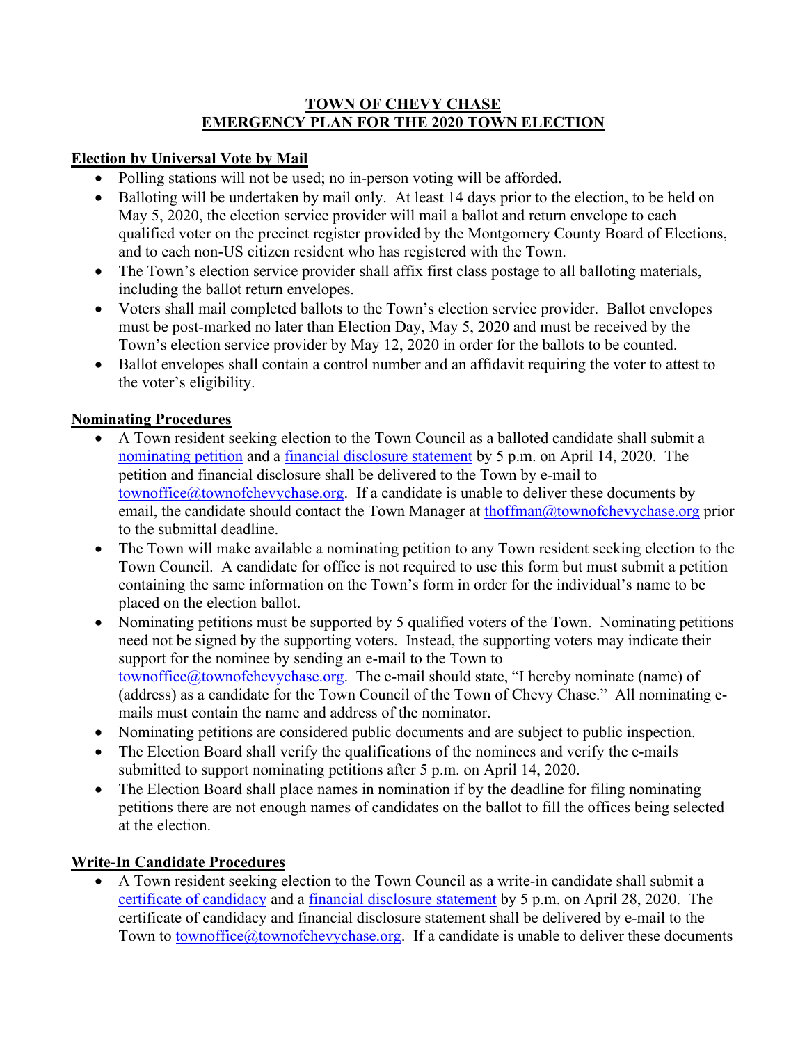# TOWN OF CHEVY CHASE
# EMERGENCY PLAN FOR THE 2020 TOWN ELECTION

## Election by Universal Vote by Mail

- Polling stations will not be used; no in-person voting will be afforded.
- Balloting will be undertaken by mail only. At least 14 days prior to the election, to be held on May 5, 2020, the election service provider will mail a ballot and return envelope to each qualified voter on the precinct register provided by the Montgomery County Board of Elections, and to each non-US citizen resident who has registered with the Town.
- The Town's election service provider shall affix first class postage to all balloting materials, including the ballot return envelopes.
- Voters shall mail completed ballots to the Town's election service provider. Ballot envelopes must be post-marked no later than Election Day, May 5, 2020 and must be received by the Town's election service provider by May 12, 2020 in order for the ballots to be counted.
- Ballot envelopes shall contain a control number and an affidavit requiring the voter to attest to the voter's eligibility.

## Nominating Procedures

- A Town resident seeking election to the Town Council as a balloted candidate shall submit a nominating petition and a financial disclosure statement by 5 p.m. on April 14, 2020. The petition and financial disclosure shall be delivered to the Town by e-mail to townoffice@townofchevychase.org. If a candidate is unable to deliver these documents by email, the candidate should contact the Town Manager at thoffman@townofchevychase.org prior to the submittal deadline.
- The Town will make available a nominating petition to any Town resident seeking election to the Town Council. A candidate for office is not required to use this form but must submit a petition containing the same information on the Town's form in order for the individual's name to be placed on the election ballot.
- Nominating petitions must be supported by 5 qualified voters of the Town. Nominating petitions need not be signed by the supporting voters. Instead, the supporting voters may indicate their support for the nominee by sending an e-mail to the Town to townoffice@townofchevychase.org. The e-mail should state, "I hereby nominate (name) of (address) as a candidate for the Town Council of the Town of Chevy Chase." All nominating e-mails must contain the name and address of the nominator.
- Nominating petitions are considered public documents and are subject to public inspection.
- The Election Board shall verify the qualifications of the nominees and verify the e-mails submitted to support nominating petitions after 5 p.m. on April 14, 2020.
- The Election Board shall place names in nomination if by the deadline for filing nominating petitions there are not enough names of candidates on the ballot to fill the offices being selected at the election.

## Write-In Candidate Procedures

- A Town resident seeking election to the Town Council as a write-in candidate shall submit a certificate of candidacy and a financial disclosure statement by 5 p.m. on April 28, 2020. The certificate of candidacy and financial disclosure statement shall be delivered by e-mail to the Town to townoffice@townofchevychase.org. If a candidate is unable to deliver these documents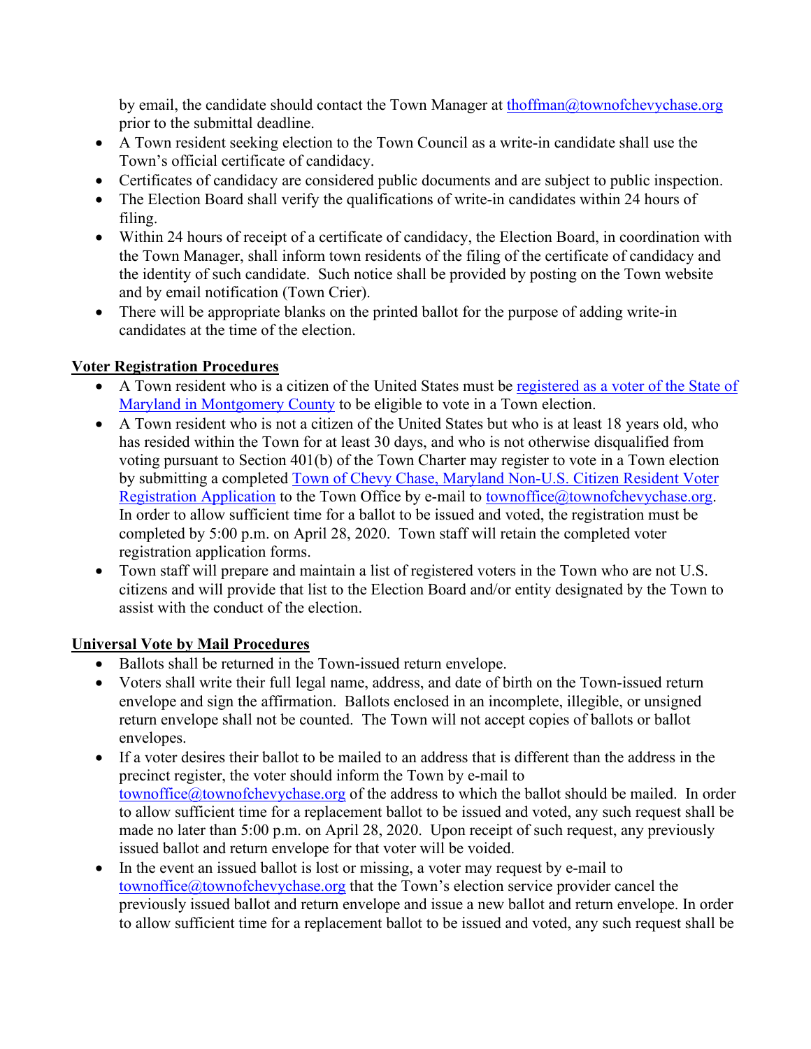by email, the candidate should contact the Town Manager at [thoffman@townofchevychase.org](mailto:thoffman@townofchevychase.org) prior to the submittal deadline.

- A Town resident seeking election to the Town Council as a write-in candidate shall use the Town's official certificate of candidacy.
- Certificates of candidacy are considered public documents and are subject to public inspection.
- The Election Board shall verify the qualifications of write-in candidates within 24 hours of filing.
- Within 24 hours of receipt of a certificate of candidacy, the Election Board, in coordination with the Town Manager, shall inform town residents of the filing of the certificate of candidacy and the identity of such candidate. Such notice shall be provided by posting on the Town website and by email notification (Town Crier).
- There will be appropriate blanks on the printed ballot for the purpose of adding write-in candidates at the time of the election.

**Voter Registration Procedures**

- A Town resident who is a citizen of the United States must be registered as a voter of the State of Maryland in Montgomery County to be eligible to vote in a Town election.
- A Town resident who is not a citizen of the United States but who is at least 18 years old, who has resided within the Town for at least 30 days, and who is not otherwise disqualified from voting pursuant to Section 401(b) of the Town Charter may register to vote in a Town election by submitting a completed Town of Chevy Chase, Maryland Non-U.S. Citizen Resident Voter Registration Application to the Town Office by e-mail to [townoffice@townofchevychase.org](mailto:townoffice@townofchevychase.org). In order to allow sufficient time for a ballot to be issued and voted, the registration must be completed by 5:00 p.m. on April 28, 2020. Town staff will retain the completed voter registration application forms.
- Town staff will prepare and maintain a list of registered voters in the Town who are not U.S. citizens and will provide that list to the Election Board and/or entity designated by the Town to assist with the conduct of the election.

**Universal Vote by Mail Procedures**

- Ballots shall be returned in the Town-issued return envelope.
- Voters shall write their full legal name, address, and date of birth on the Town-issued return envelope and sign the affirmation. Ballots enclosed in an incomplete, illegible, or unsigned return envelope shall not be counted. The Town will not accept copies of ballots or ballot envelopes.
- If a voter desires their ballot to be mailed to an address that is different than the address in the precinct register, the voter should inform the Town by e-mail to [townoffice@townofchevychase.org](mailto:townoffice@townofchevychase.org) of the address to which the ballot should be mailed. In order to allow sufficient time for a replacement ballot to be issued and voted, any such request shall be made no later than 5:00 p.m. on April 28, 2020. Upon receipt of such request, any previously issued ballot and return envelope for that voter will be voided.
- In the event an issued ballot is lost or missing, a voter may request by e-mail to [townoffice@townofchevychase.org](mailto:townoffice@townofchevychase.org) that the Town's election service provider cancel the previously issued ballot and return envelope and issue a new ballot and return envelope. In order to allow sufficient time for a replacement ballot to be issued and voted, any such request shall be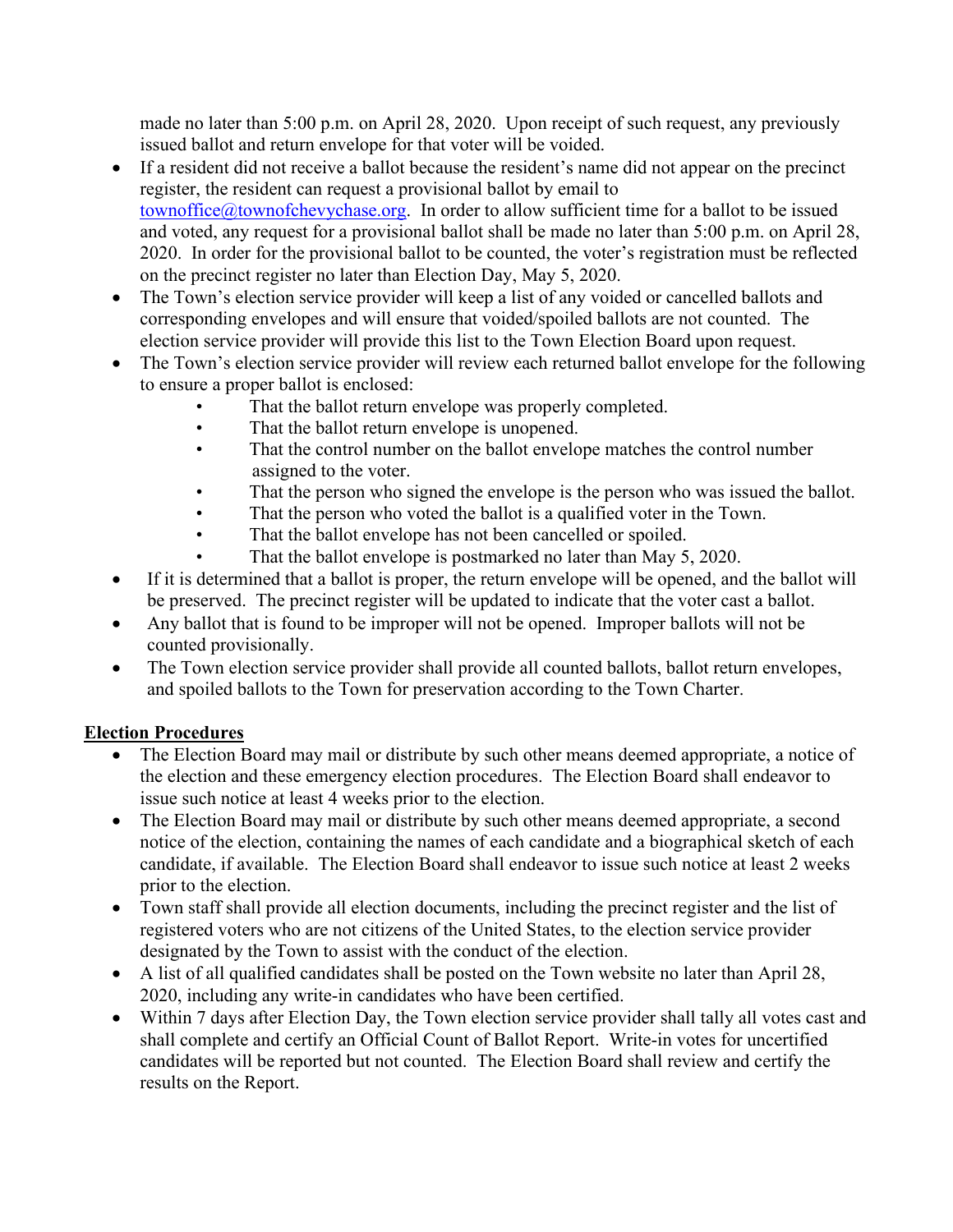made no later than 5:00 p.m. on April 28, 2020. Upon receipt of such request, any previously issued ballot and return envelope for that voter will be voided.

- If a resident did not receive a ballot because the resident's name did not appear on the precinct register, the resident can request a provisional ballot by email to townoffice@townofchevychase.org. In order to allow sufficient time for a ballot to be issued and voted, any request for a provisional ballot shall be made no later than 5:00 p.m. on April 28, 2020. In order for the provisional ballot to be counted, the voter's registration must be reflected on the precinct register no later than Election Day, May 5, 2020.
- The Town's election service provider will keep a list of any voided or cancelled ballots and corresponding envelopes and will ensure that voided/spoiled ballots are not counted. The election service provider will provide this list to the Town Election Board upon request.
- The Town's election service provider will review each returned ballot envelope for the following to ensure a proper ballot is enclosed:
  - That the ballot return envelope was properly completed.
  - That the ballot return envelope is unopened.
  - That the control number on the ballot envelope matches the control number assigned to the voter.
  - That the person who signed the envelope is the person who was issued the ballot.
  - That the person who voted the ballot is a qualified voter in the Town.
  - That the ballot envelope has not been cancelled or spoiled.
  - That the ballot envelope is postmarked no later than May 5, 2020.
- If it is determined that a ballot is proper, the return envelope will be opened, and the ballot will be preserved. The precinct register will be updated to indicate that the voter cast a ballot.
- Any ballot that is found to be improper will not be opened. Improper ballots will not be counted provisionally.
- The Town election service provider shall provide all counted ballots, ballot return envelopes, and spoiled ballots to the Town for preservation according to the Town Charter.

## Election Procedures

- The Election Board may mail or distribute by such other means deemed appropriate, a notice of the election and these emergency election procedures. The Election Board shall endeavor to issue such notice at least 4 weeks prior to the election.
- The Election Board may mail or distribute by such other means deemed appropriate, a second notice of the election, containing the names of each candidate and a biographical sketch of each candidate, if available. The Election Board shall endeavor to issue such notice at least 2 weeks prior to the election.
- Town staff shall provide all election documents, including the precinct register and the list of registered voters who are not citizens of the United States, to the election service provider designated by the Town to assist with the conduct of the election.
- A list of all qualified candidates shall be posted on the Town website no later than April 28, 2020, including any write-in candidates who have been certified.
- Within 7 days after Election Day, the Town election service provider shall tally all votes cast and shall complete and certify an Official Count of Ballot Report. Write-in votes for uncertified candidates will be reported but not counted. The Election Board shall review and certify the results on the Report.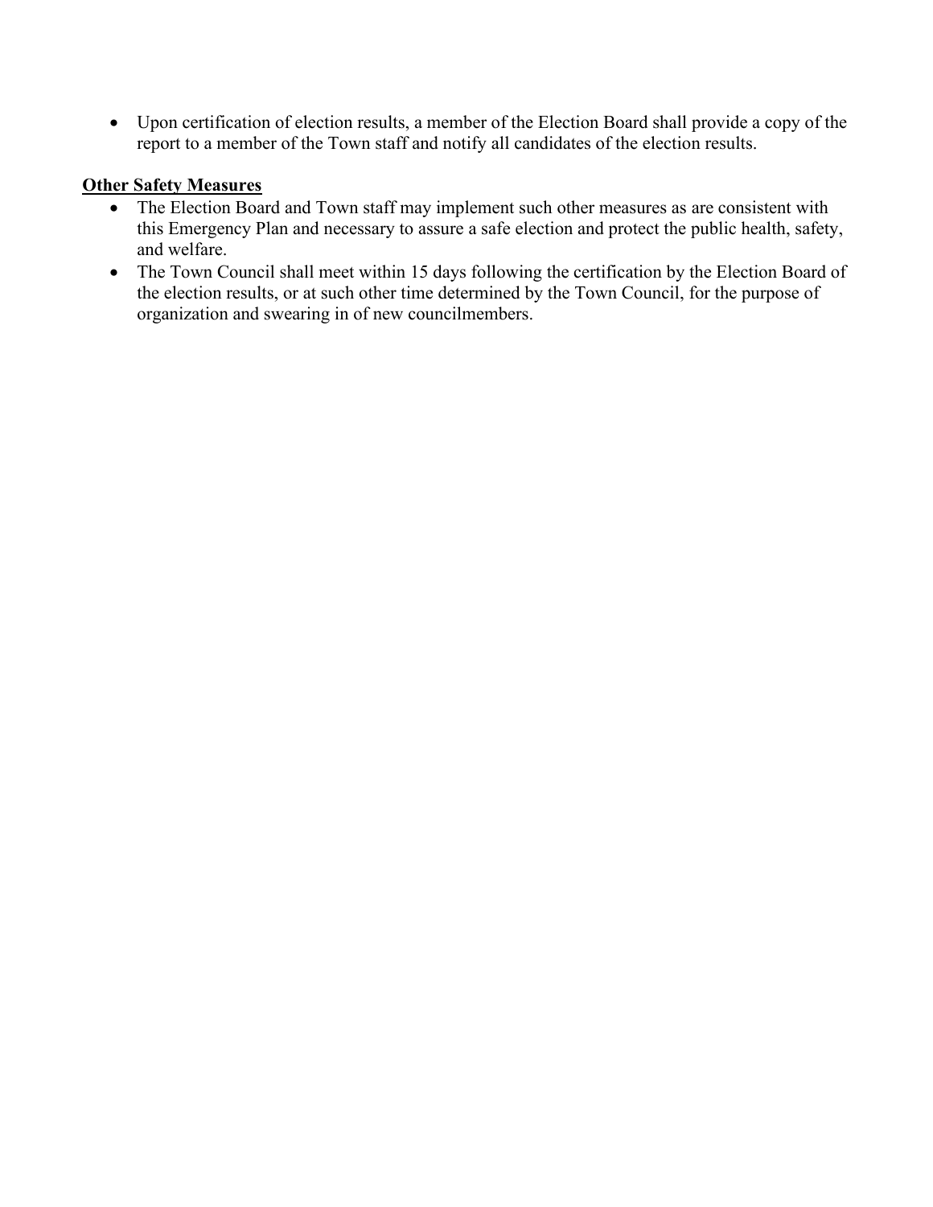- Upon certification of election results, a member of the Election Board shall provide a copy of the report to a member of the Town staff and notify all candidates of the election results.

**Other Safety Measures**

- The Election Board and Town staff may implement such other measures as are consistent with this Emergency Plan and necessary to assure a safe election and protect the public health, safety, and welfare.
- The Town Council shall meet within 15 days following the certification by the Election Board of the election results, or at such other time determined by the Town Council, for the purpose of organization and swearing in of new councilmembers.